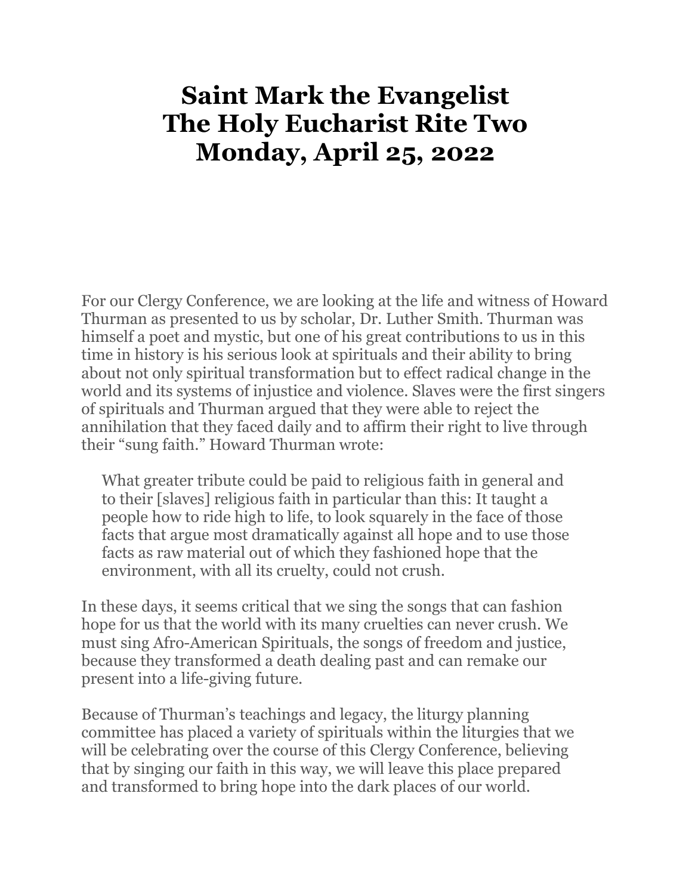# Saint Mark the Evangelist
# The Holy Eucharist Rite Two
# Monday, April 25, 2022

For our Clergy Conference, we are looking at the life and witness of Howard Thurman as presented to us by scholar, Dr. Luther Smith. Thurman was himself a poet and mystic, but one of his great contributions to us in this time in history is his serious look at spirituals and their ability to bring about not only spiritual transformation but to effect radical change in the world and its systems of injustice and violence. Slaves were the first singers of spirituals and Thurman argued that they were able to reject the annihilation that they faced daily and to affirm their right to live through their "sung faith." Howard Thurman wrote:

> What greater tribute could be paid to religious faith in general and to their [slaves] religious faith in particular than this: It taught a people how to ride high to life, to look squarely in the face of those facts that argue most dramatically against all hope and to use those facts as raw material out of which they fashioned hope that the environment, with all its cruelty, could not crush.

In these days, it seems critical that we sing the songs that can fashion hope for us that the world with its many cruelties can never crush. We must sing Afro-American Spirituals, the songs of freedom and justice, because they transformed a death dealing past and can remake our present into a life-giving future.

Because of Thurman's teachings and legacy, the liturgy planning committee has placed a variety of spirituals within the liturgies that we will be celebrating over the course of this Clergy Conference, believing that by singing our faith in this way, we will leave this place prepared and transformed to bring hope into the dark places of our world.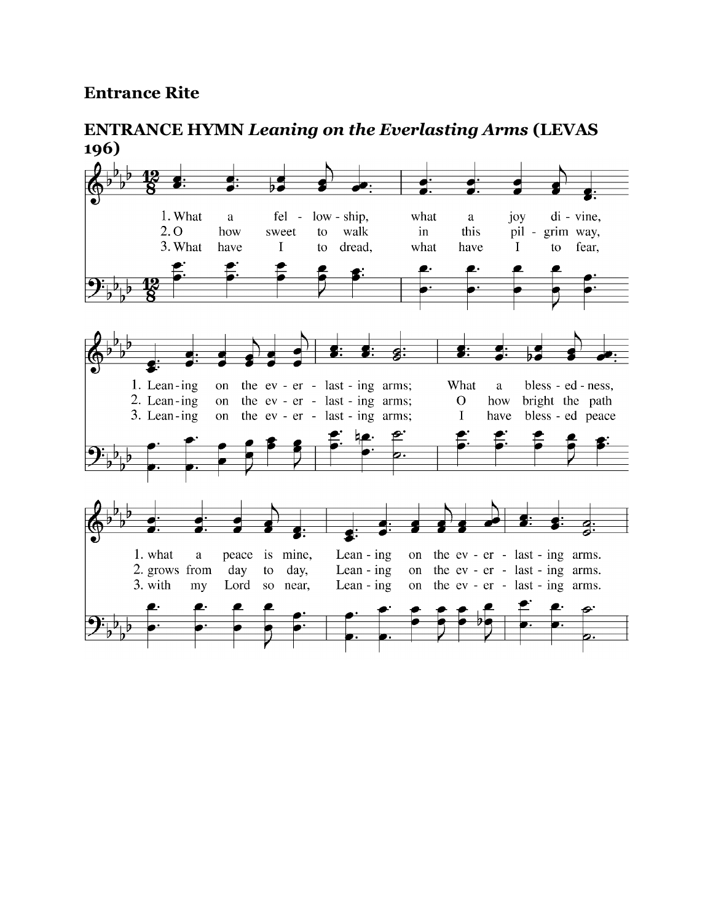## Entrance Rite

### ENTRANCE HYMN *Leaning on the Everlasting Arms* (LEVAS 196)

1. What a fel - low - ship, what a joy di - vine,
Lean - ing on the ev - er - last - ing arms;
What a bless - ed - ness, what a peace is mine,
Lean - ing on the ev - er - last - ing arms.

2. O how sweet to walk in this pil - grim way,
Lean - ing on the ev - er - last - ing arms;
O how bright the path grows from day to day,
Lean - ing on the ev - er - last - ing arms.

3. What have I to dread, what have I to fear,
Lean - ing on the ev - er - last - ing arms;
I have bless - ed peace with my Lord so near,
Lean - ing on the ev - er - last - ing arms.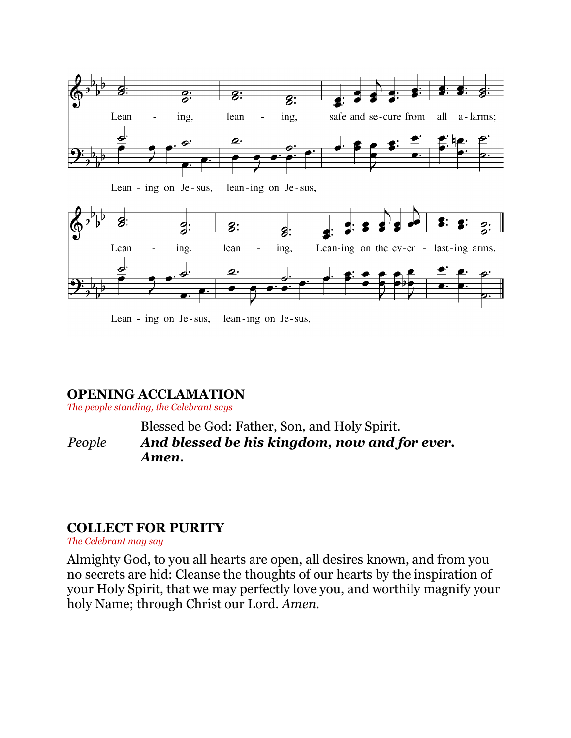Lean - ing, lean - ing, safe and se-cure from all a-larms;

Lean - ing on Je - sus, lean-ing on Je - sus,

Lean - ing, lean - ing, Lean-ing on the ev-er - last-ing arms.

Lean - ing on Je-sus, lean-ing on Je-sus,

## OPENING ACCLAMATION

*The people standing, the Celebrant says*

Blessed be God: Father, Son, and Holy Spirit.

*People* ***And blessed be his kingdom, now and for ever. Amen.***

## COLLECT FOR PURITY

*The Celebrant may say*

Almighty God, to you all hearts are open, all desires known, and from you no secrets are hid: Cleanse the thoughts of our hearts by the inspiration of your Holy Spirit, that we may perfectly love you, and worthily magnify your holy Name; through Christ our Lord. *Amen.*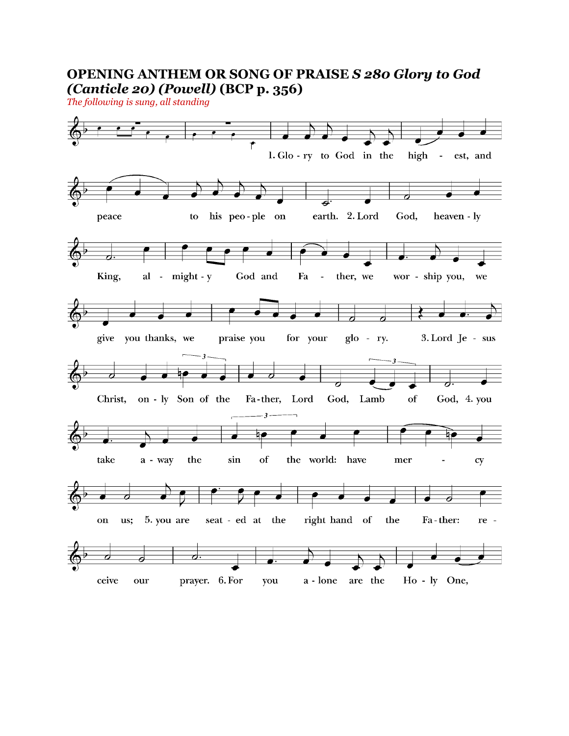**OPENING ANTHEM OR SONG OF PRAISE** ***S 280 Glory to God (Canticle 20) (Powell)*** **(BCP p. 356)**

*The following is sung, all standing*

1. Glo - ry to God in the high - est, and peace to his peo - ple on earth. 2. Lord God, heaven - ly King, al - might - y God and Fa - ther, we wor - ship you, we give you thanks, we praise you for your glo - ry. 3. Lord Je - sus Christ, on - ly Son of the Fa - ther, Lord God, Lamb of God, 4. you take a - way the sin of the world: have mer - cy on us; 5. you are seat - ed at the right hand of the Fa - ther: re - ceive our prayer. 6. For you a - lone are the Ho - ly One,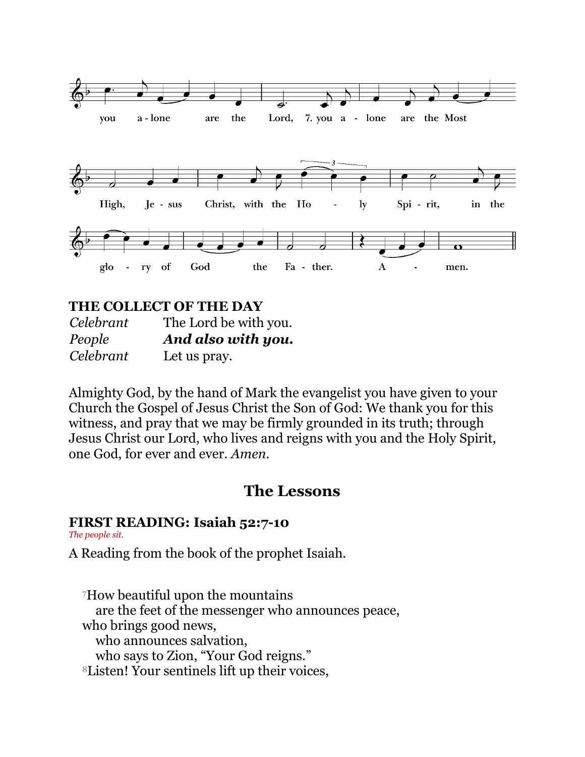you a - lone are the Lord, 7. you a - lone are the Most High, Je - sus Christ, with the Ho - ly Spi - rit, in the glo - ry of God the Fa - ther. A - men.

### THE COLLECT OF THE DAY

*Celebrant* The Lord be with you.
*People* ***And also with you.***
*Celebrant* Let us pray.

Almighty God, by the hand of Mark the evangelist you have given to your Church the Gospel of Jesus Christ the Son of God: We thank you for this witness, and pray that we may be firmly grounded in its truth; through Jesus Christ our Lord, who lives and reigns with you and the Holy Spirit, one God, for ever and ever. *Amen.*

## The Lessons

### FIRST READING: Isaiah 52:7-10

*The people sit.*

A Reading from the book of the prophet Isaiah.

7How beautiful upon the mountains
 are the feet of the messenger who announces peace,
who brings good news,
 who announces salvation,
 who says to Zion, "Your God reigns."
8Listen! Your sentinels lift up their voices,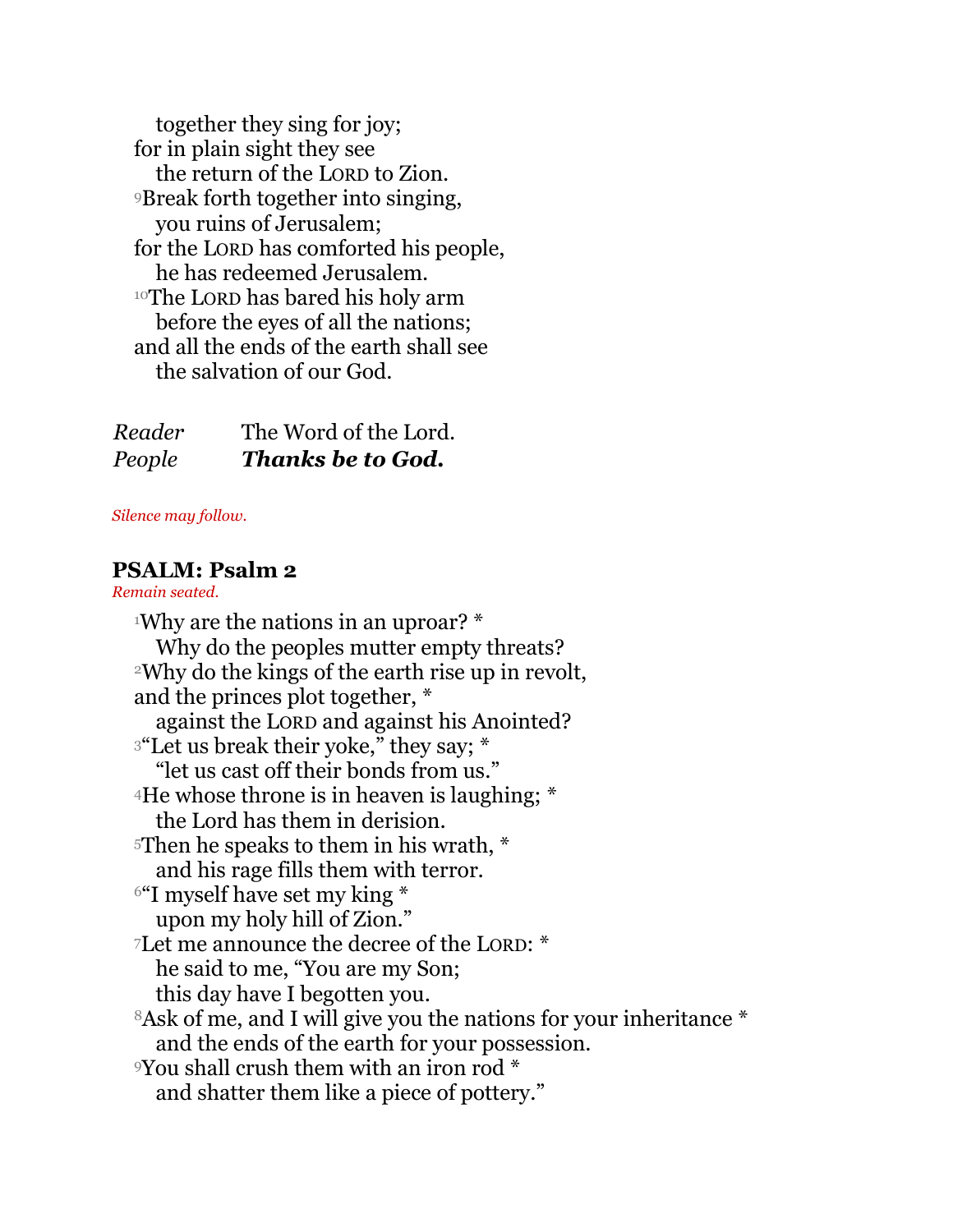together they sing for joy;
for in plain sight they see
the return of the LORD to Zion.
[9]Break forth together into singing,
you ruins of Jerusalem;
for the LORD has comforted his people,
he has redeemed Jerusalem.
[10]The LORD has bared his holy arm
before the eyes of all the nations;
and all the ends of the earth shall see
the salvation of our God.

*Reader* The Word of the Lord.
*People* ***Thanks be to God.***

*Silence may follow.*

## PSALM: Psalm 2

*Remain seated.*

[1]Why are the nations in an uproar? *
Why do the peoples mutter empty threats?
[2]Why do the kings of the earth rise up in revolt,
and the princes plot together, *
against the LORD and against his Anointed?
[3]"Let us break their yoke," they say; *
"let us cast off their bonds from us."
[4]He whose throne is in heaven is laughing; *
the Lord has them in derision.
[5]Then he speaks to them in his wrath, *
and his rage fills them with terror.
[6]"I myself have set my king *
upon my holy hill of Zion."
[7]Let me announce the decree of the LORD: *
he said to me, "You are my Son;
this day have I begotten you.
[8]Ask of me, and I will give you the nations for your inheritance *
and the ends of the earth for your possession.
[9]You shall crush them with an iron rod *
and shatter them like a piece of pottery."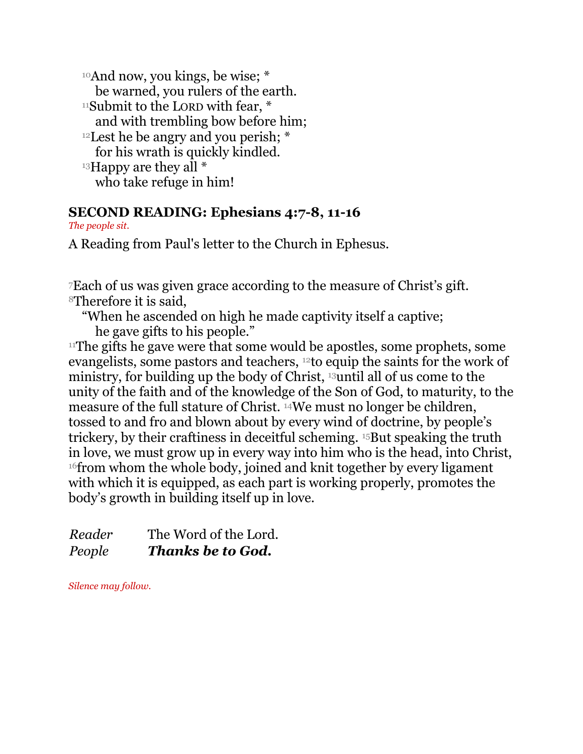[10]And now, you kings, be wise; *  
be warned, you rulers of the earth.  
[11]Submit to the LORD with fear, *  
and with trembling bow before him;  
[12]Lest he be angry and you perish; *  
for his wrath is quickly kindled.  
[13]Happy are they all *  
who take refuge in him!

## SECOND READING: Ephesians 4:7-8, 11-16

*The people sit.*

A Reading from Paul's letter to the Church in Ephesus.

[7]Each of us was given grace according to the measure of Christ's gift. [8]Therefore it is said,

"When he ascended on high he made captivity itself a captive;  
he gave gifts to his people."

[11]The gifts he gave were that some would be apostles, some prophets, some evangelists, some pastors and teachers, [12]to equip the saints for the work of ministry, for building up the body of Christ, [13]until all of us come to the unity of the faith and of the knowledge of the Son of God, to maturity, to the measure of the full stature of Christ. [14]We must no longer be children, tossed to and fro and blown about by every wind of doctrine, by people's trickery, by their craftiness in deceitful scheming. [15]But speaking the truth in love, we must grow up in every way into him who is the head, into Christ, [16]from whom the whole body, joined and knit together by every ligament with which it is equipped, as each part is working properly, promotes the body's growth in building itself up in love.

*Reader* The Word of the Lord.  
*People* ***Thanks be to God.***

*Silence may follow.*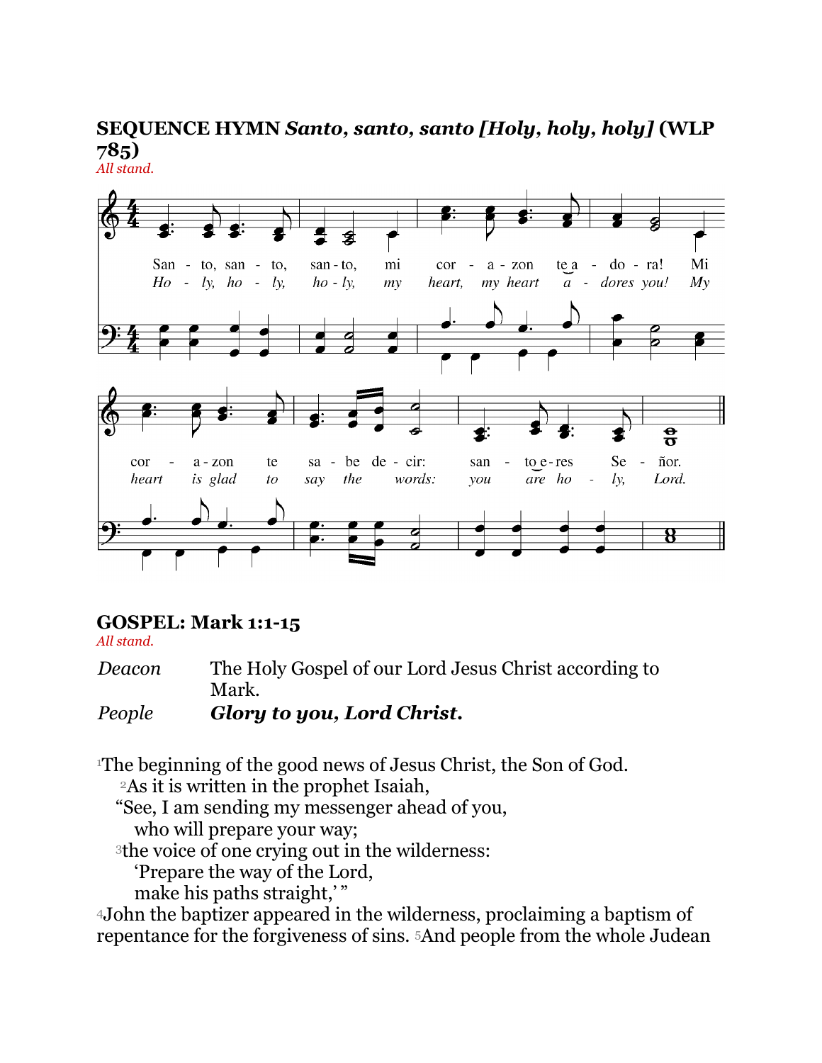**SEQUENCE HYMN *Santo, santo, santo [Holy, holy, holy]* (WLP 785)**

*All stand.*

San - to, san - to, san - to, mi cor - a - zon te a - do - ra! Mi cor - a - zon te sa - be de - cir: san - to e - res Se - ñor.

*Ho - ly, ho - ly, ho - ly, my heart, my heart a - dores you! My heart is glad to say the words: you are ho - ly, Lord.*

**GOSPEL: Mark 1:1-15**

*All stand.*

*Deacon* The Holy Gospel of our Lord Jesus Christ according to Mark.

*People* ***Glory to you, Lord Christ.***

[1]The beginning of the good news of Jesus Christ, the Son of God.

[2]As it is written in the prophet Isaiah,

"See, I am sending my messenger ahead of you,
who will prepare your way;

[3]the voice of one crying out in the wilderness:
'Prepare the way of the Lord,
make his paths straight,'"

[4]John the baptizer appeared in the wilderness, proclaiming a baptism of repentance for the forgiveness of sins. [5]And people from the whole Judean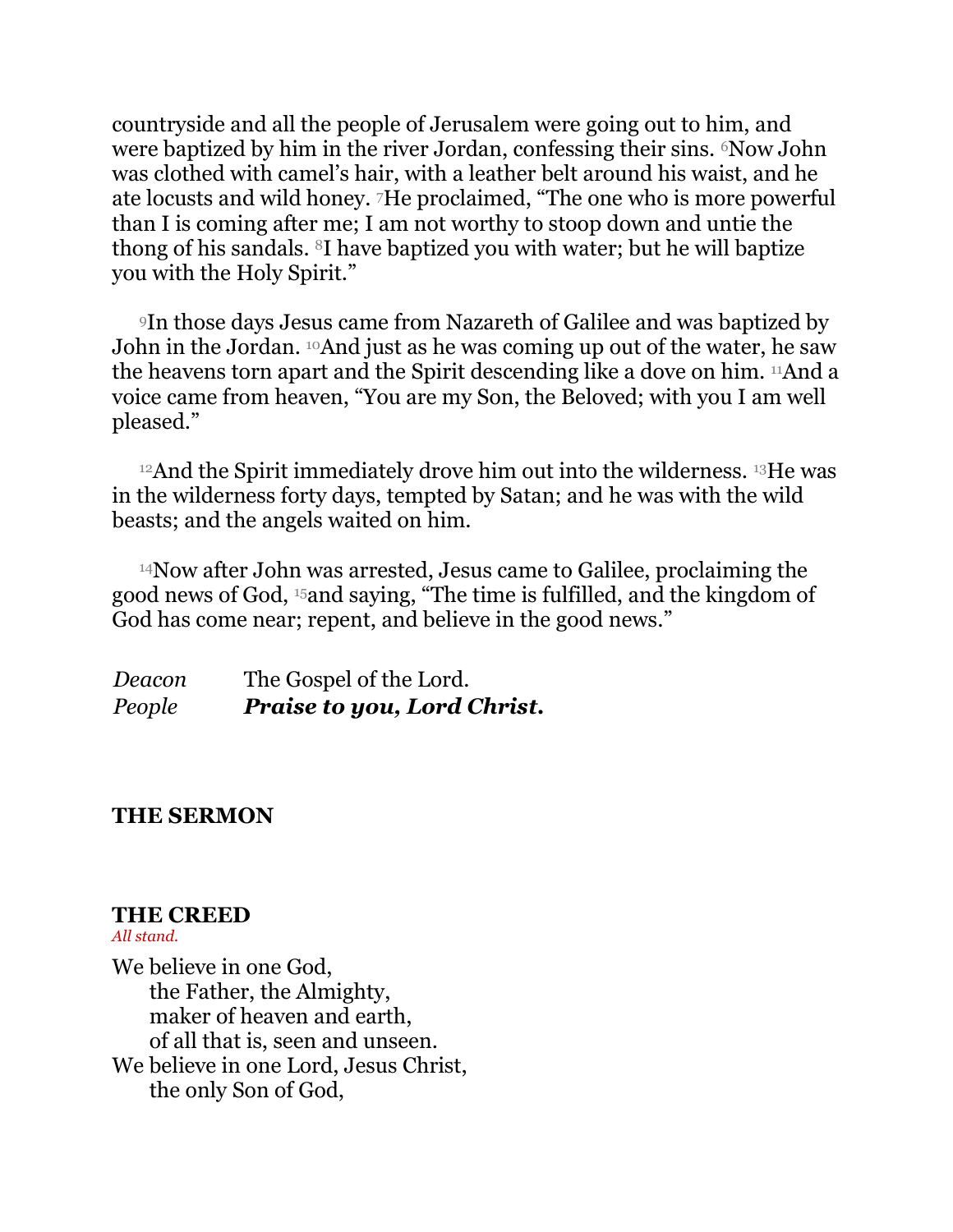countryside and all the people of Jerusalem were going out to him, and were baptized by him in the river Jordan, confessing their sins. [6]Now John was clothed with camel's hair, with a leather belt around his waist, and he ate locusts and wild honey. [7]He proclaimed, "The one who is more powerful than I is coming after me; I am not worthy to stoop down and untie the thong of his sandals. [8]I have baptized you with water; but he will baptize you with the Holy Spirit."

[9]In those days Jesus came from Nazareth of Galilee and was baptized by John in the Jordan. [10]And just as he was coming up out of the water, he saw the heavens torn apart and the Spirit descending like a dove on him. [11]And a voice came from heaven, "You are my Son, the Beloved; with you I am well pleased."

[12]And the Spirit immediately drove him out into the wilderness. [13]He was in the wilderness forty days, tempted by Satan; and he was with the wild beasts; and the angels waited on him.

[14]Now after John was arrested, Jesus came to Galilee, proclaiming the good news of God, [15]and saying, "The time is fulfilled, and the kingdom of God has come near; repent, and believe in the good news."

*Deacon* The Gospel of the Lord.
*People* ***Praise to you, Lord Christ.***

## THE SERMON

## THE CREED
*All stand.*

We believe in one God,
  the Father, the Almighty,
  maker of heaven and earth,
  of all that is, seen and unseen.
We believe in one Lord, Jesus Christ,
  the only Son of God,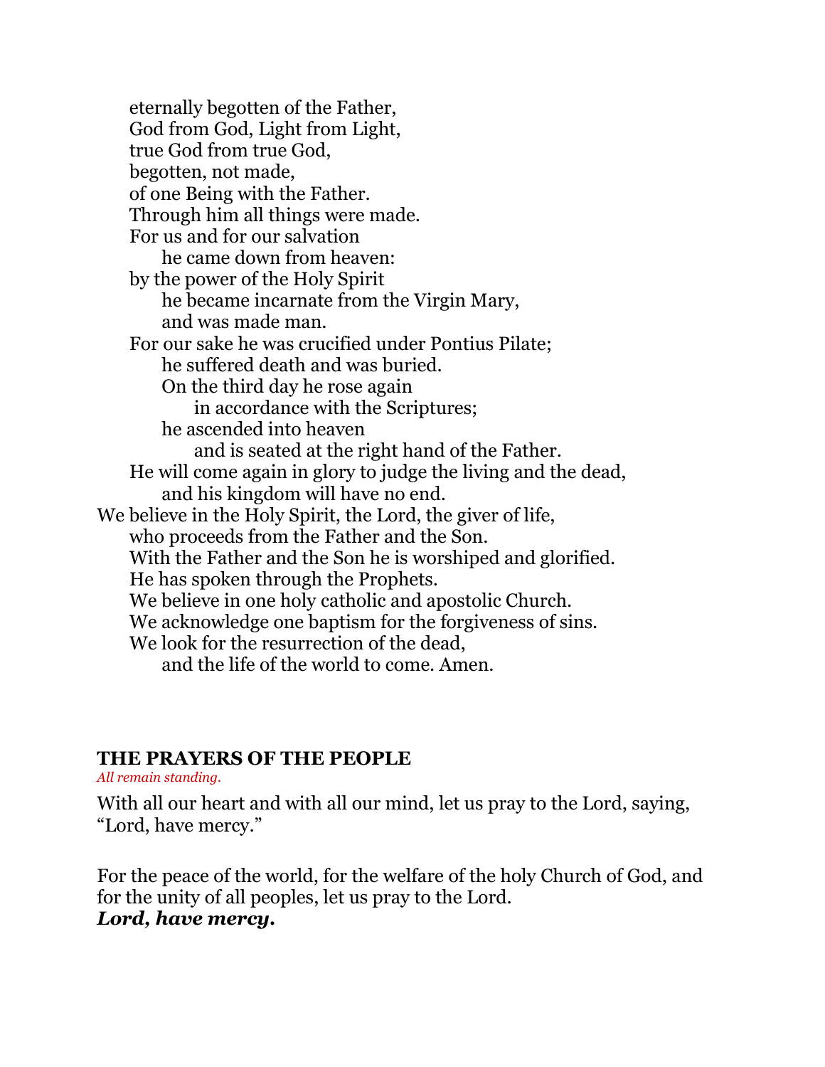eternally begotten of the Father,  
God from God, Light from Light,  
true God from true God,  
begotten, not made,  
of one Being with the Father.  
Through him all things were made.  
For us and for our salvation  
he came down from heaven:  
by the power of the Holy Spirit  
he became incarnate from the Virgin Mary,  
and was made man.  
For our sake he was crucified under Pontius Pilate;  
he suffered death and was buried.  
On the third day he rose again  
in accordance with the Scriptures;  
he ascended into heaven  
and is seated at the right hand of the Father.  
He will come again in glory to judge the living and the dead,  
and his kingdom will have no end.  
We believe in the Holy Spirit, the Lord, the giver of life,  
who proceeds from the Father and the Son.  
With the Father and the Son he is worshiped and glorified.  
He has spoken through the Prophets.  
We believe in one holy catholic and apostolic Church.  
We acknowledge one baptism for the forgiveness of sins.  
We look for the resurrection of the dead,  
and the life of the world to come. Amen.

**THE PRAYERS OF THE PEOPLE**  
*All remain standing.*

With all our heart and with all our mind, let us pray to the Lord, saying, "Lord, have mercy."

For the peace of the world, for the welfare of the holy Church of God, and for the unity of all peoples, let us pray to the Lord.  
***Lord, have mercy.***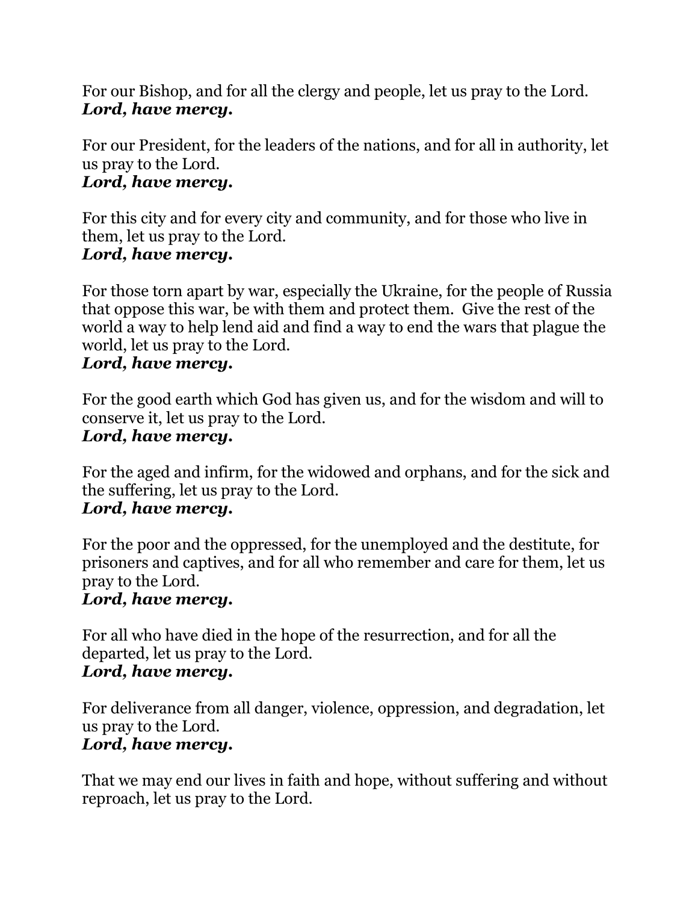For our Bishop, and for all the clergy and people, let us pray to the Lord.
***Lord, have mercy.***

For our President, for the leaders of the nations, and for all in authority, let us pray to the Lord.
***Lord, have mercy.***

For this city and for every city and community, and for those who live in them, let us pray to the Lord.
***Lord, have mercy.***

For those torn apart by war, especially the Ukraine, for the people of Russia that oppose this war, be with them and protect them.  Give the rest of the world a way to help lend aid and find a way to end the wars that plague the world, let us pray to the Lord.
***Lord, have mercy.***

For the good earth which God has given us, and for the wisdom and will to conserve it, let us pray to the Lord.
***Lord, have mercy.***

For the aged and infirm, for the widowed and orphans, and for the sick and the suffering, let us pray to the Lord.
***Lord, have mercy.***

For the poor and the oppressed, for the unemployed and the destitute, for prisoners and captives, and for all who remember and care for them, let us pray to the Lord.
***Lord, have mercy.***

For all who have died in the hope of the resurrection, and for all the departed, let us pray to the Lord.
***Lord, have mercy.***

For deliverance from all danger, violence, oppression, and degradation, let us pray to the Lord.
***Lord, have mercy.***

That we may end our lives in faith and hope, without suffering and without reproach, let us pray to the Lord.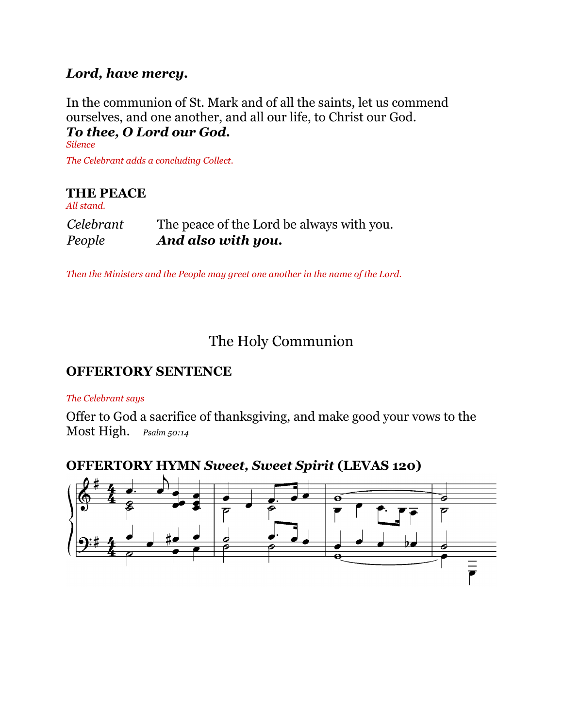***Lord, have mercy.***

In the communion of St. Mark and of all the saints, let us commend ourselves, and one another, and all our life, to Christ our God.
***To thee, O Lord our God.***
*Silence*

*The Celebrant adds a concluding Collect.*

## THE PEACE

*All stand.*

*Celebrant* The peace of the Lord be always with you.
*People* ***And also with you.***

*Then the Ministers and the People may greet one another in the name of the Lord.*

# The Holy Communion

## OFFERTORY SENTENCE

*The Celebrant says*

Offer to God a sacrifice of thanksgiving, and make good your vows to the Most High. *Psalm 50:14*

## OFFERTORY HYMN *Sweet, Sweet Spirit* (LEVAS 120)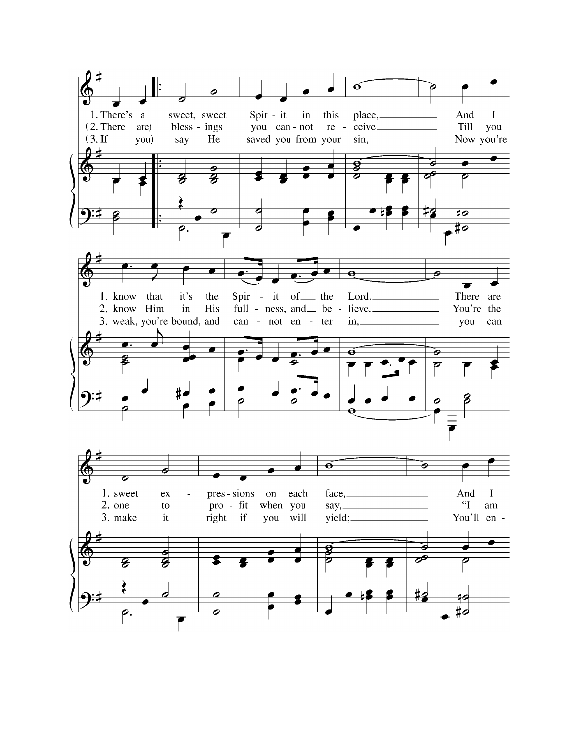1. There's a sweet, sweet Spir - it in this place, And I
(2. There are) bless - ings you can - not re - ceive Till you
(3. If you) say He saved you from your sin, Now you're

1. know that it's the Spir - it of the Lord. There are
2. know Him in His full - ness, and be - lieve. You're the
3. weak, you're bound, and can - not en - ter in, you can

1. sweet ex - pres - sions on each face, And I
2. one to pro - fit when you say, "I am
3. make it right if you will yield; You'll en -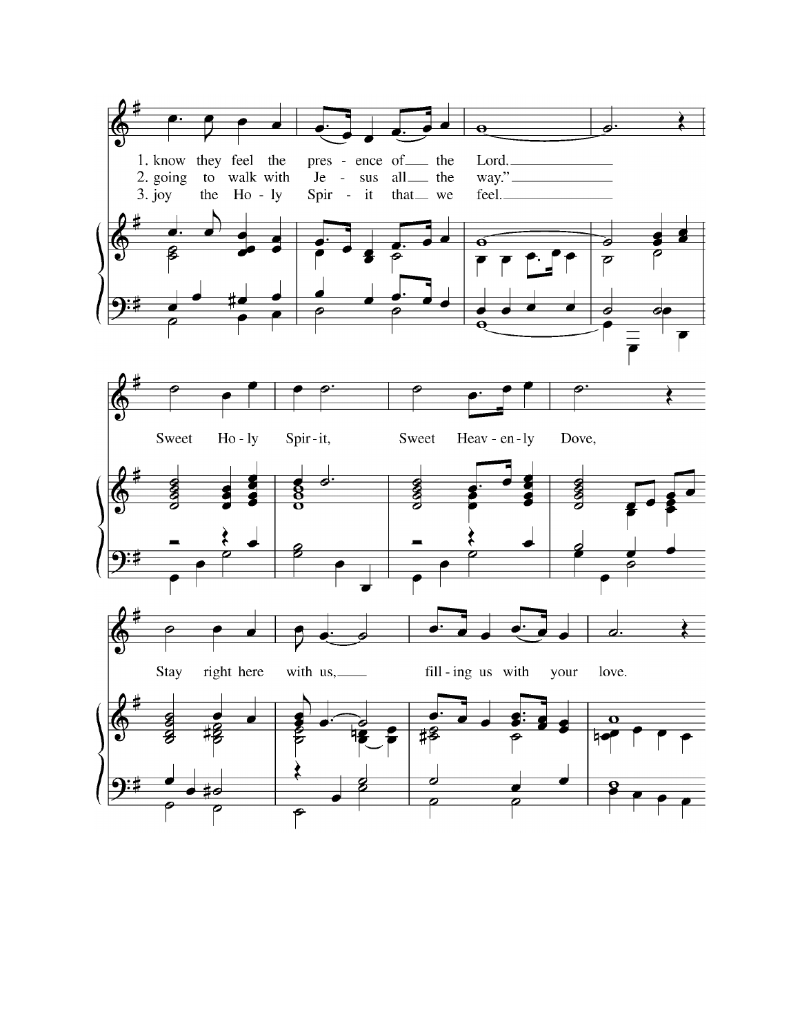1. know they feel the pres - ence of the Lord.
2. going to walk with Je - sus all the way."
3. joy the Ho - ly Spir - it that we feel.

Sweet Ho - ly Spir - it, Sweet Heav - en - ly Dove,

Stay right here with us, fill - ing us with your love.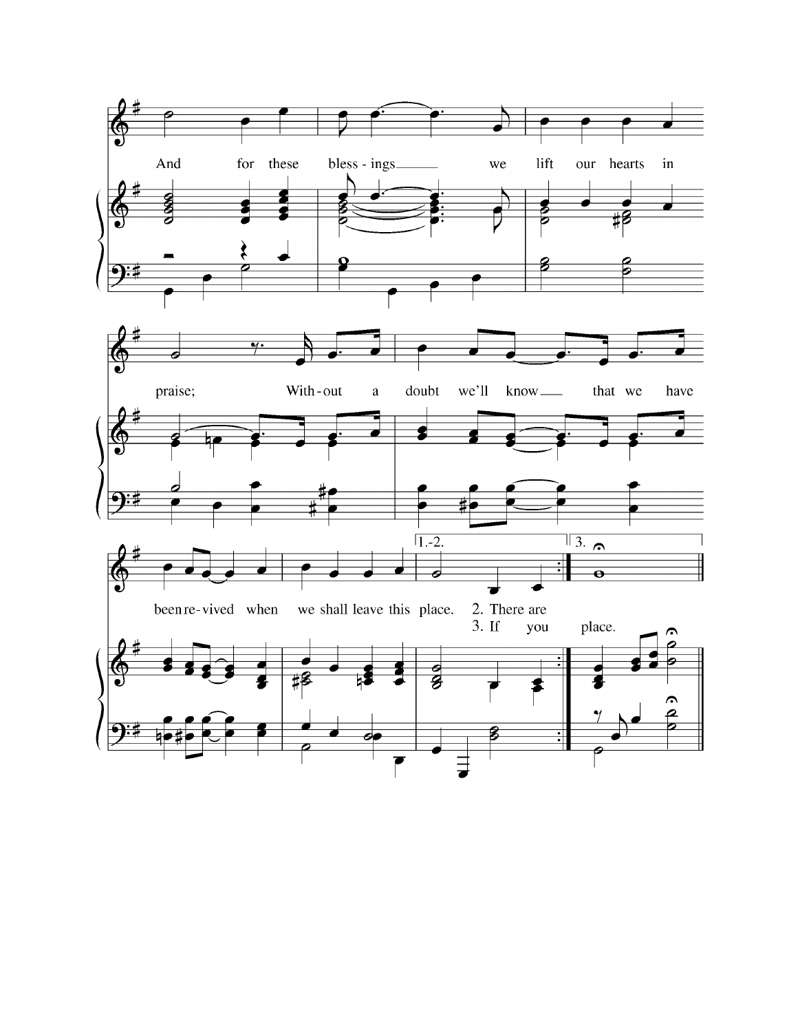And for these bless - ings we lift our hearts in

praise; With - out a doubt we'll know that we have

been re - vived when we shall leave this place.

1.-2. 2. There are

3. 3. If you place.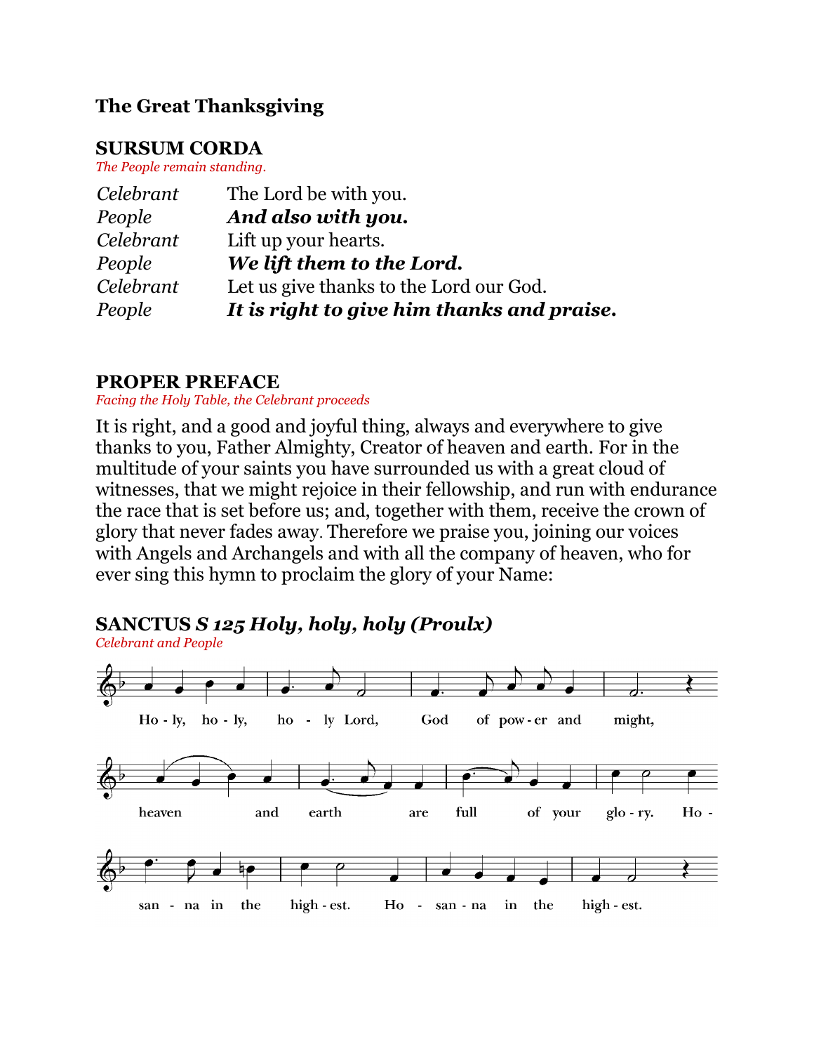## The Great Thanksgiving

### SURSUM CORDA

*The People remain standing.*

| | |
|---|---|
| *Celebrant* | The Lord be with you. |
| *People* | ***And also with you.*** |
| *Celebrant* | Lift up your hearts. |
| *People* | ***We lift them to the Lord.*** |
| *Celebrant* | Let us give thanks to the Lord our God. |
| *People* | ***It is right to give him thanks and praise.*** |

### PROPER PREFACE

*Facing the Holy Table, the Celebrant proceeds*

It is right, and a good and joyful thing, always and everywhere to give thanks to you, Father Almighty, Creator of heaven and earth. For in the multitude of your saints you have surrounded us with a great cloud of witnesses, that we might rejoice in their fellowship, and run with endurance the race that is set before us; and, together with them, receive the crown of glory that never fades away. Therefore we praise you, joining our voices with Angels and Archangels and with all the company of heaven, who for ever sing this hymn to proclaim the glory of your Name:

### SANCTUS *S 125 Holy, holy, holy (Proulx)*

*Celebrant and People*

Ho - ly, ho - ly, ho - ly Lord, God of pow - er and might, heaven and earth are full of your glo - ry. Ho - san - na in the high - est. Ho - san - na in the high - est.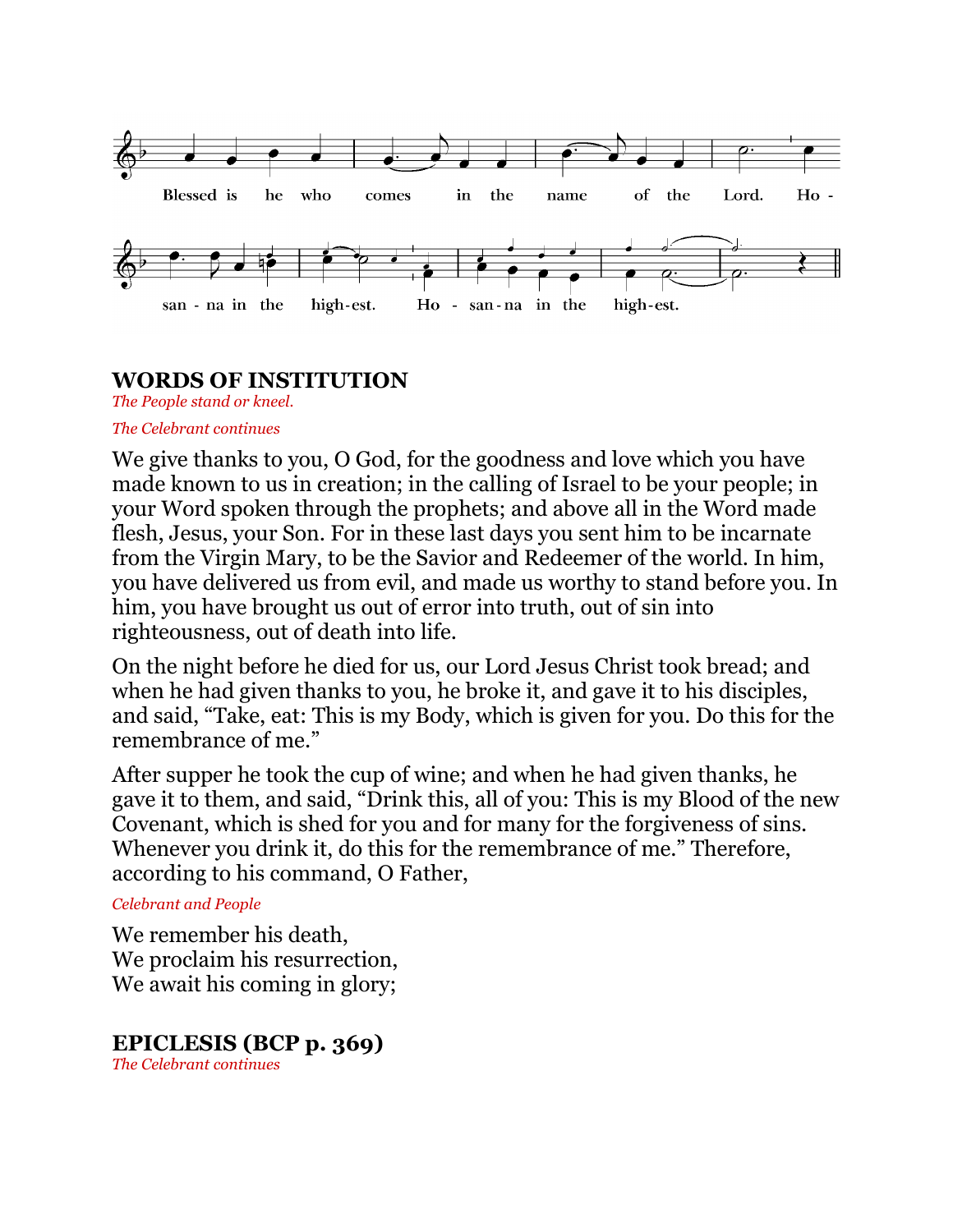Blessed is he who comes in the name of the Lord. Hosanna in the highest. Hosanna in the highest.

## WORDS OF INSTITUTION

*The People stand or kneel.*

*The Celebrant continues*

We give thanks to you, O God, for the goodness and love which you have made known to us in creation; in the calling of Israel to be your people; in your Word spoken through the prophets; and above all in the Word made flesh, Jesus, your Son. For in these last days you sent him to be incarnate from the Virgin Mary, to be the Savior and Redeemer of the world. In him, you have delivered us from evil, and made us worthy to stand before you. In him, you have brought us out of error into truth, out of sin into righteousness, out of death into life.

On the night before he died for us, our Lord Jesus Christ took bread; and when he had given thanks to you, he broke it, and gave it to his disciples, and said, "Take, eat: This is my Body, which is given for you. Do this for the remembrance of me."

After supper he took the cup of wine; and when he had given thanks, he gave it to them, and said, "Drink this, all of you: This is my Blood of the new Covenant, which is shed for you and for many for the forgiveness of sins. Whenever you drink it, do this for the remembrance of me." Therefore, according to his command, O Father,

*Celebrant and People*

We remember his death,
We proclaim his resurrection,
We await his coming in glory;

## EPICLESIS (BCP p. 369)

*The Celebrant continues*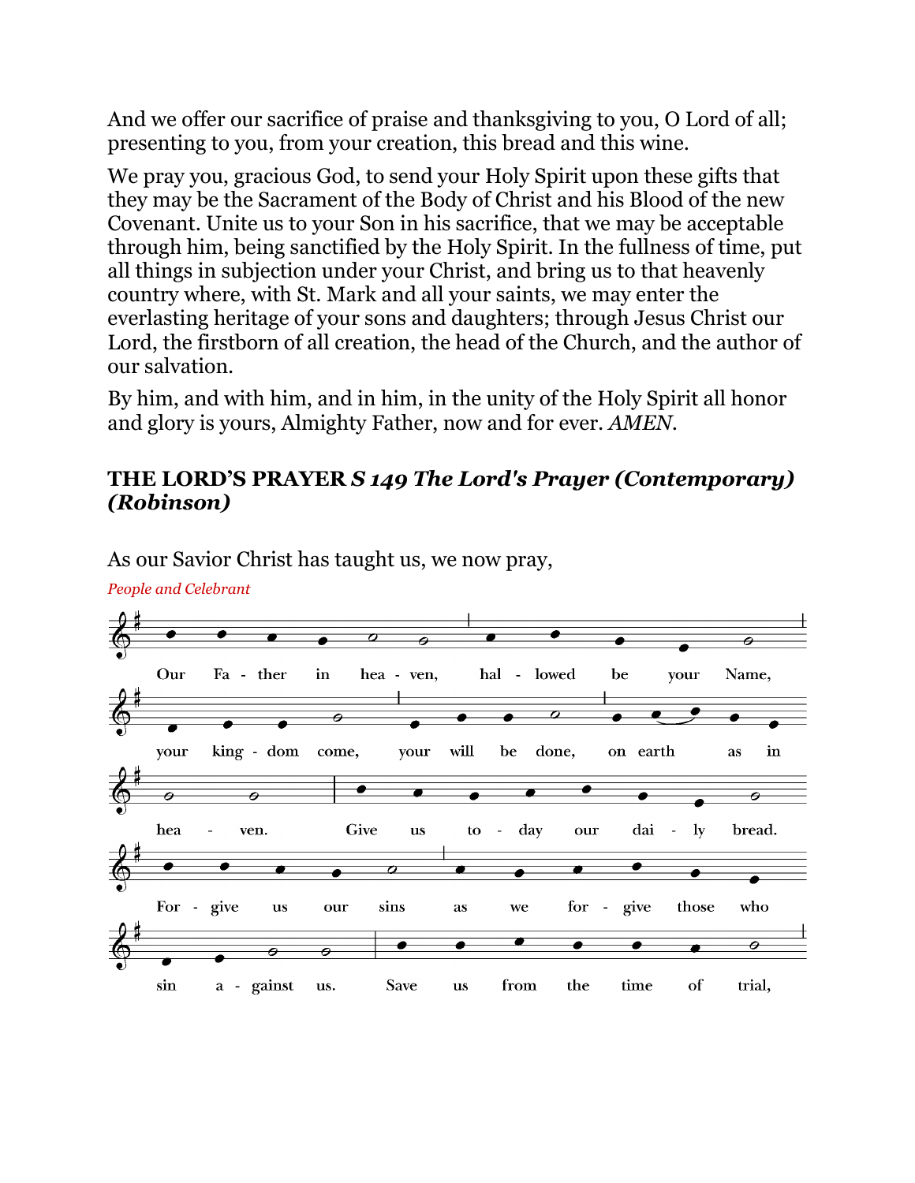And we offer our sacrifice of praise and thanksgiving to you, O Lord of all; presenting to you, from your creation, this bread and this wine.

We pray you, gracious God, to send your Holy Spirit upon these gifts that they may be the Sacrament of the Body of Christ and his Blood of the new Covenant. Unite us to your Son in his sacrifice, that we may be acceptable through him, being sanctified by the Holy Spirit. In the fullness of time, put all things in subjection under your Christ, and bring us to that heavenly country where, with St. Mark and all your saints, we may enter the everlasting heritage of your sons and daughters; through Jesus Christ our Lord, the firstborn of all creation, the head of the Church, and the author of our salvation.

By him, and with him, and in him, in the unity of the Holy Spirit all honor and glory is yours, Almighty Father, now and for ever. *AMEN.*

## THE LORD'S PRAYER *S 149 The Lord's Prayer (Contemporary) (Robinson)*

As our Savior Christ has taught us, we now pray,

*People and Celebrant*

Our Fa - ther in hea - ven, hal - lowed be your Name,

your king - dom come, your will be done, on earth as in

hea - ven. Give us to - day our dai - ly bread.

For - give us our sins as we for - give those who

sin a - gainst us. Save us from the time of trial,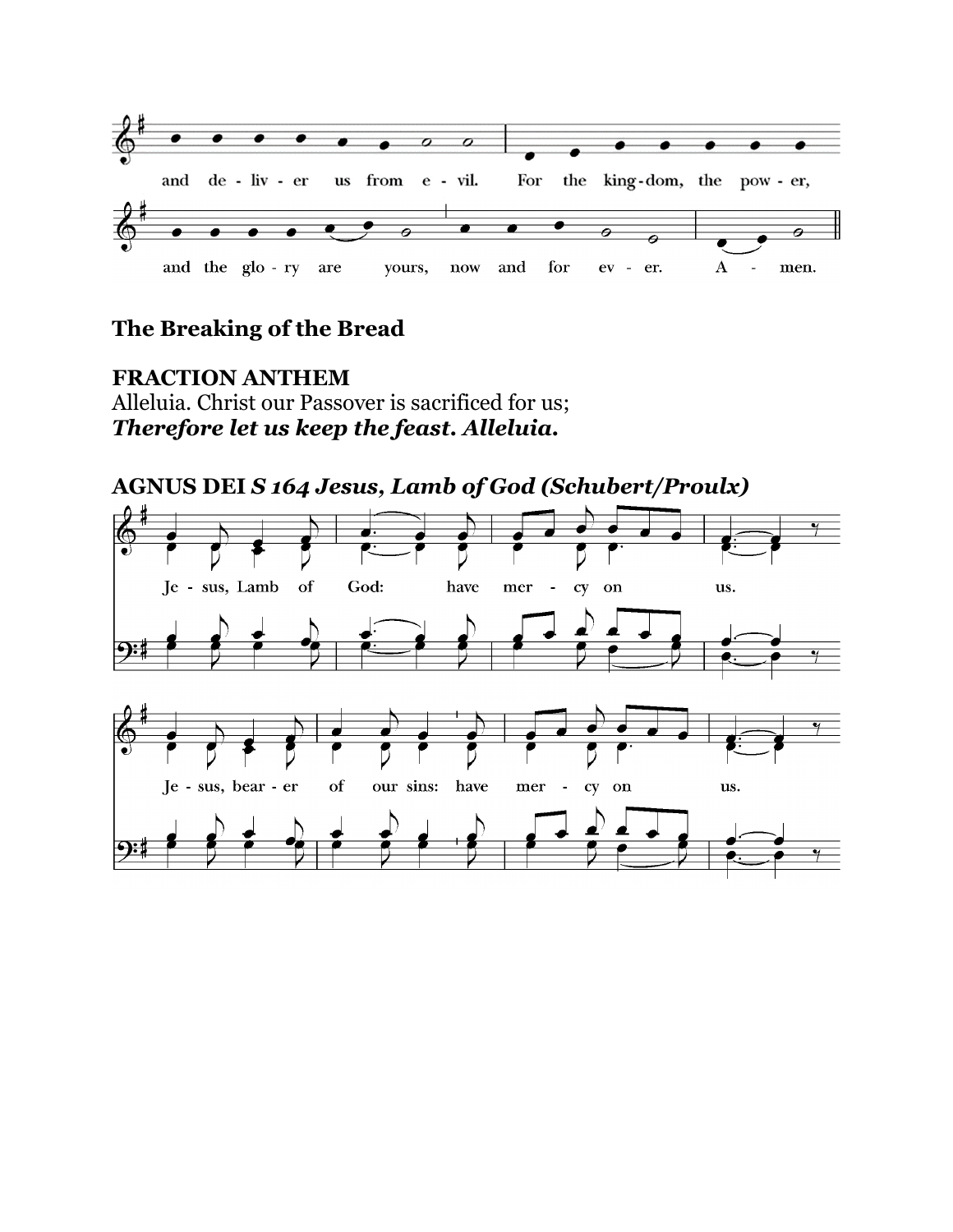and de - liv - er us from e - vil. For the king - dom, the pow - er,

and the glo - ry are yours, now and for ev - er. A - men.

## The Breaking of the Bread

**FRACTION ANTHEM**
Alleluia. Christ our Passover is sacrificed for us;
***Therefore let us keep the feast. Alleluia.***

**AGNUS DEI *S 164 Jesus, Lamb of God (Schubert/Proulx)***

Je - sus, Lamb of God: have mer - cy on us.

Je - sus, bear - er of our sins: have mer - cy on us.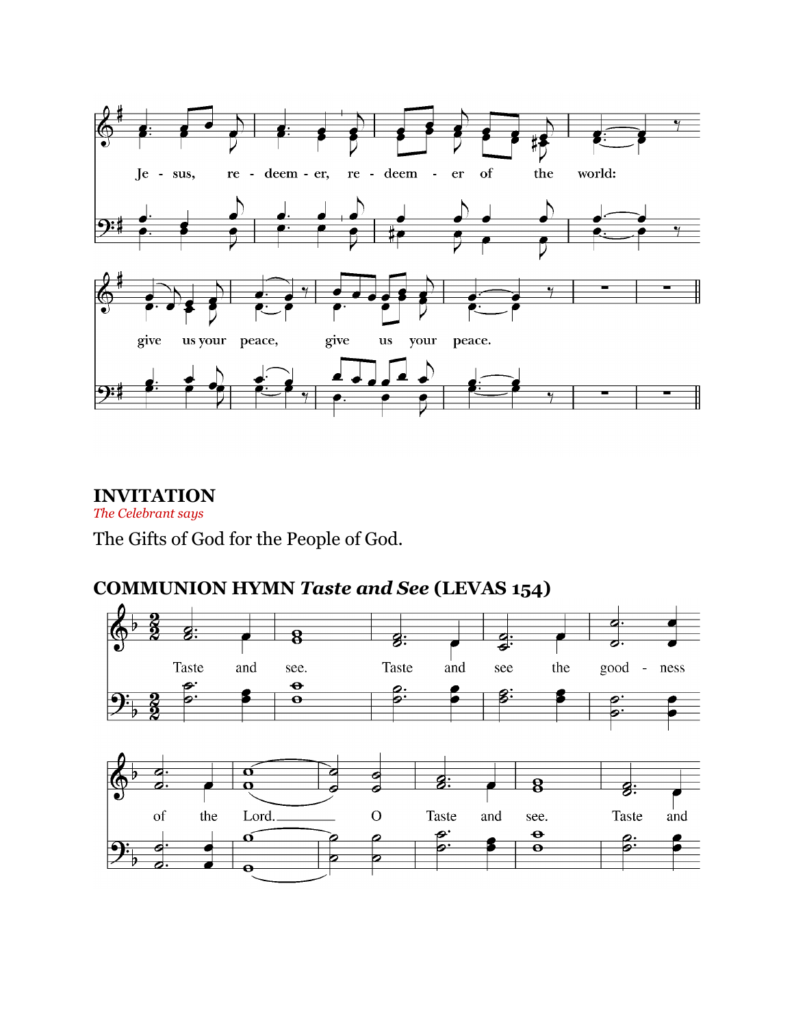Je - sus, re - deem - er, re - deem - er of the world:

give us your peace, give us your peace.

## INVITATION

*The Celebrant says*

The Gifts of God for the People of God.

## COMMUNION HYMN *Taste and See* (LEVAS 154)

Taste and see. Taste and see the good - ness

of the Lord. O Taste and see. Taste and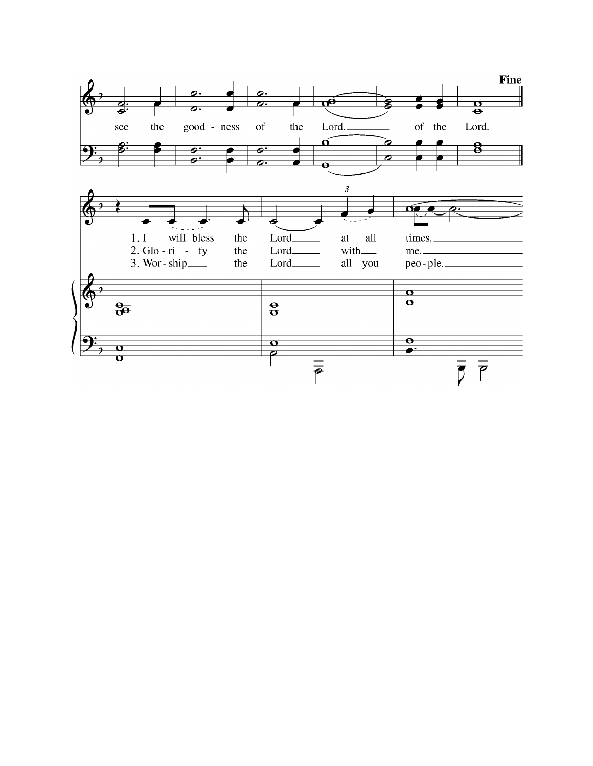Fine

see the good - ness of the Lord, of the Lord.

1. I will bless the Lord at all times.
2. Glo - ri - fy the Lord with me.
3. Wor - ship the Lord all you peo - ple.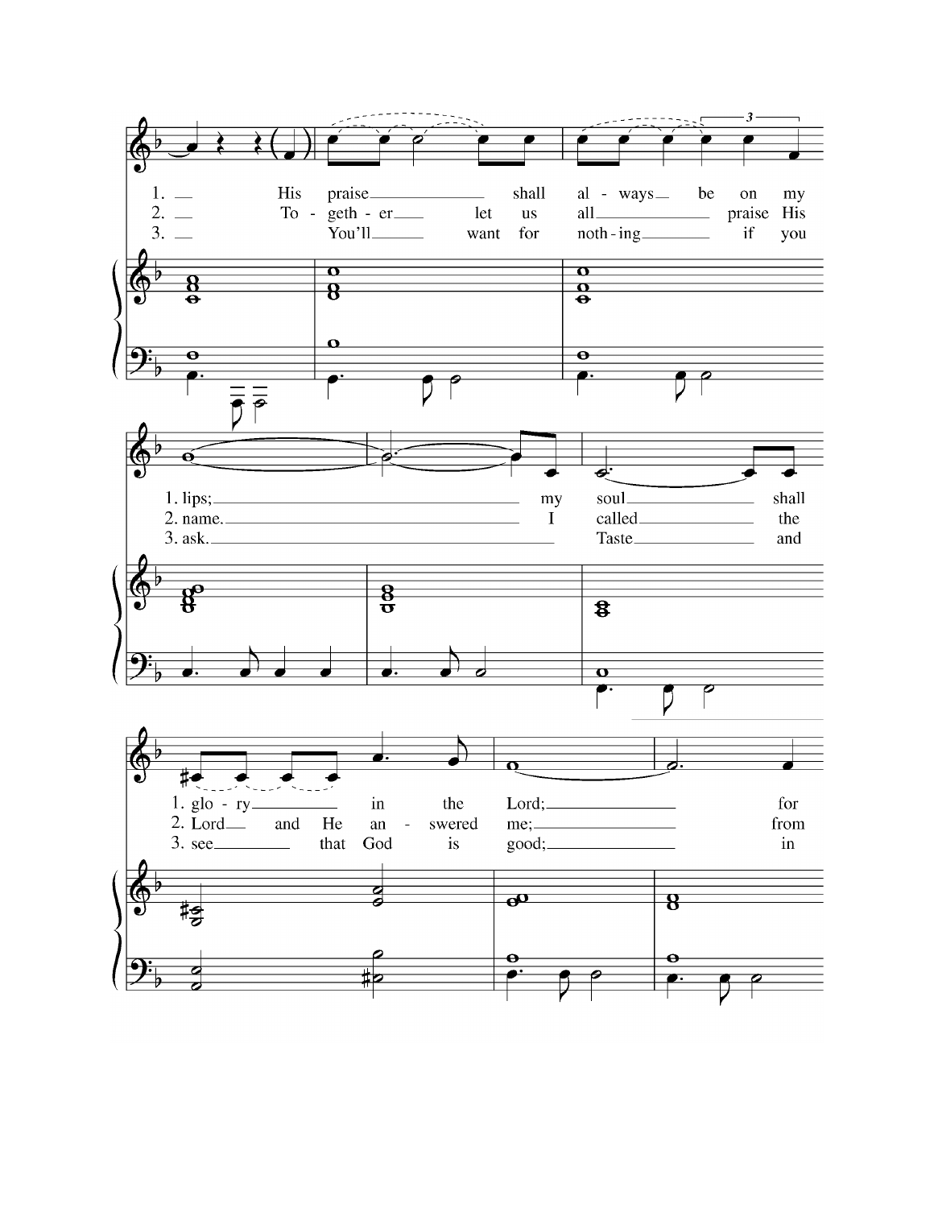1. His praise shall al - ways be on my
2. To - geth - er let us all praise His
3. You'll want for noth - ing if you

1. lips; my soul shall
2. name. I called the
3. ask. Taste and

1. glo - ry in the Lord; for
2. Lord and He an - swered me; from
3. see that God is good; in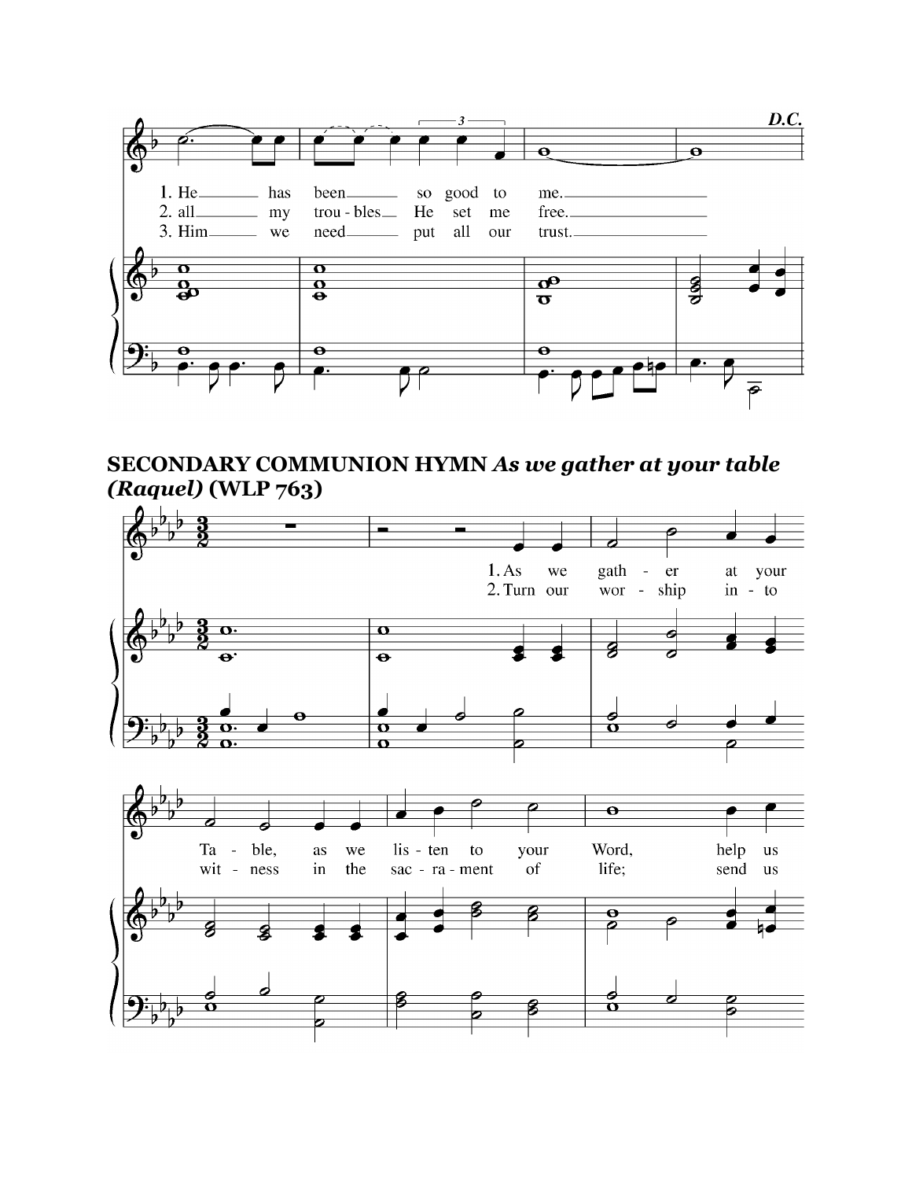D.C.

1. He has been so good to me.
2. all my trou - bles He set me free.
3. Him we need put all our trust.

**SECONDARY COMMUNION HYMN** ***As we gather at your table (Raquel)*** **(WLP 763)**

1. As we gath - er at your Ta - ble, as we lis - ten to your Word, help us
2. Turn our wor - ship in - to wit - ness in the sac - ra - ment of life; send us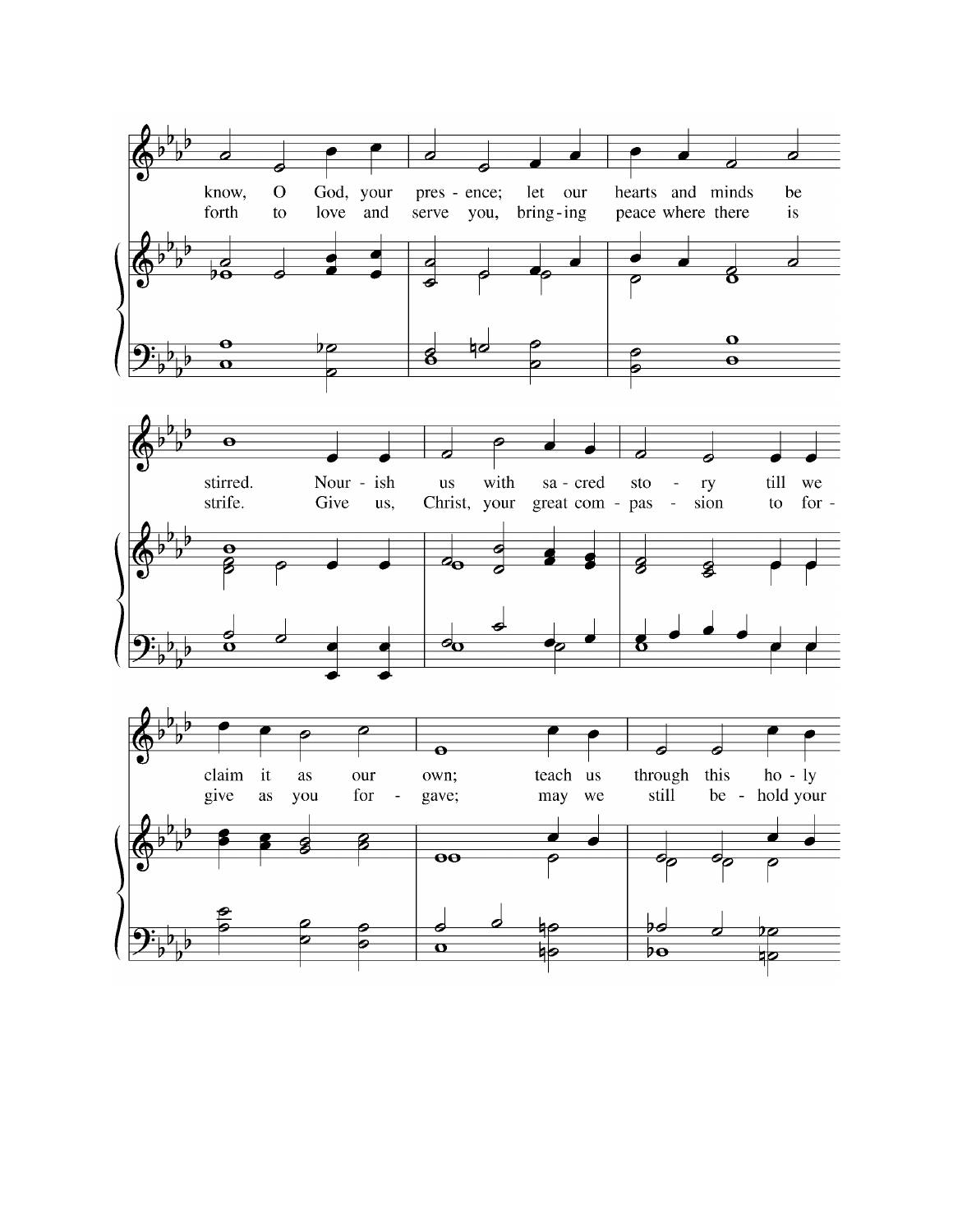know, O God, your pres - ence; let our hearts and minds be
forth to love and serve you, bring - ing peace where there is

stirred. Nour - ish us with sa - cred sto - ry till we
strife. Give us, Christ, your great com - pas - sion to for -

claim it as our own; teach us through this ho - ly
give as you for - gave; may we still be - hold your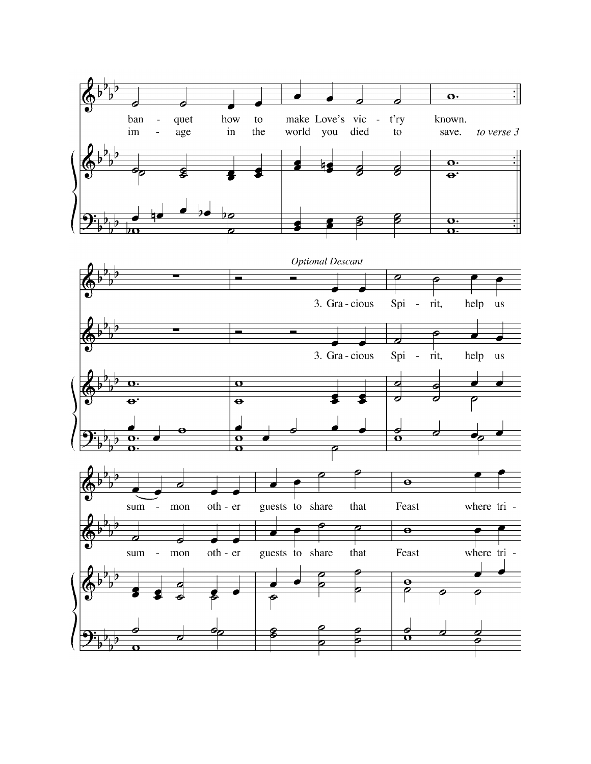ban - quet how to make Love's vic - t'ry known.

im - age in the world you died to save. *to verse 3*

*Optional Descant*

3. Gra - cious Spi - rit, help us

3. Gra - cious Spi - rit, help us

sum - mon oth - er guests to share that Feast where tri -

sum - mon oth - er guests to share that Feast where tri -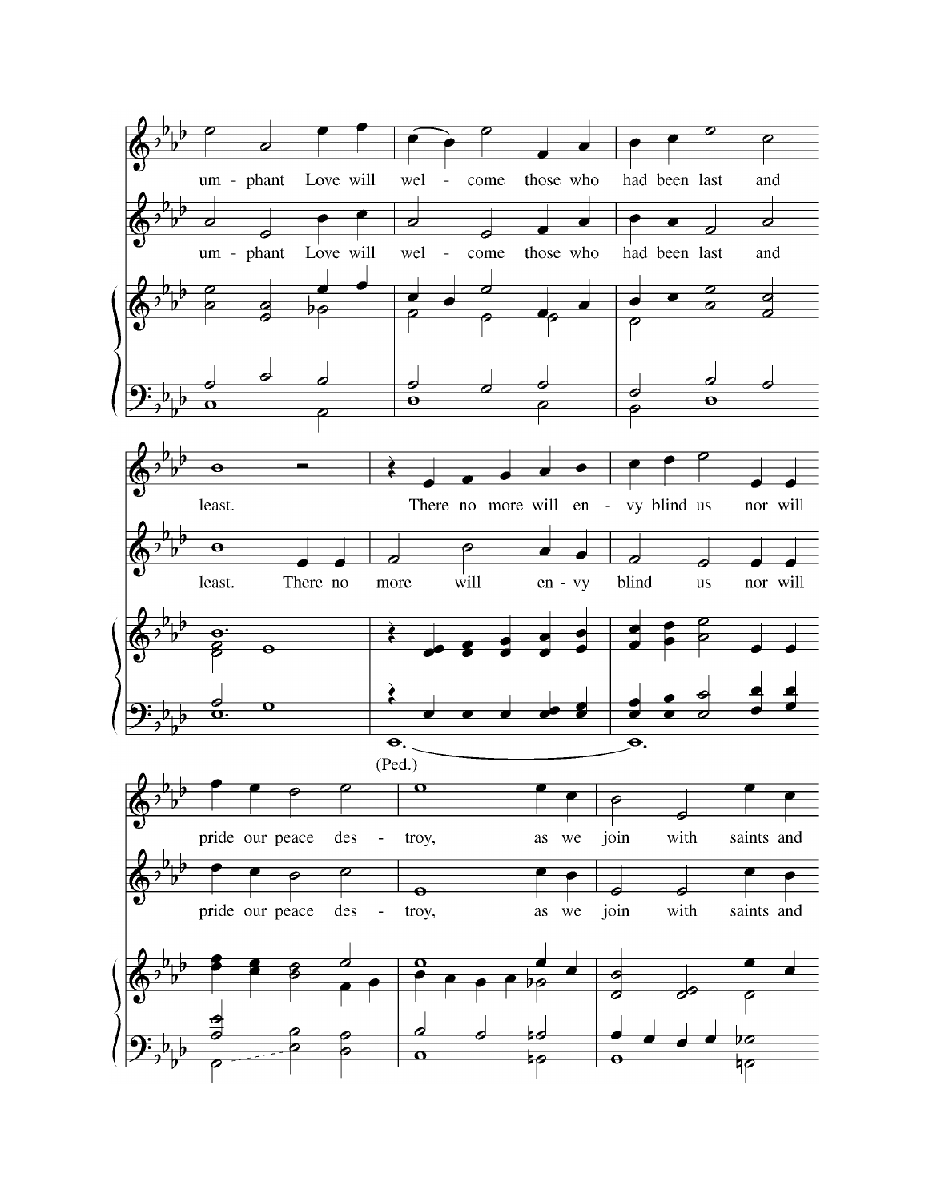um - phant Love will wel - come those who had been last and

um - phant Love will wel - come those who had been last and

least. There no more will en - vy blind us nor will

least. There no more will en - vy blind us nor will

(Ped.)

pride our peace des - troy, as we join with saints and

pride our peace des - troy, as we join with saints and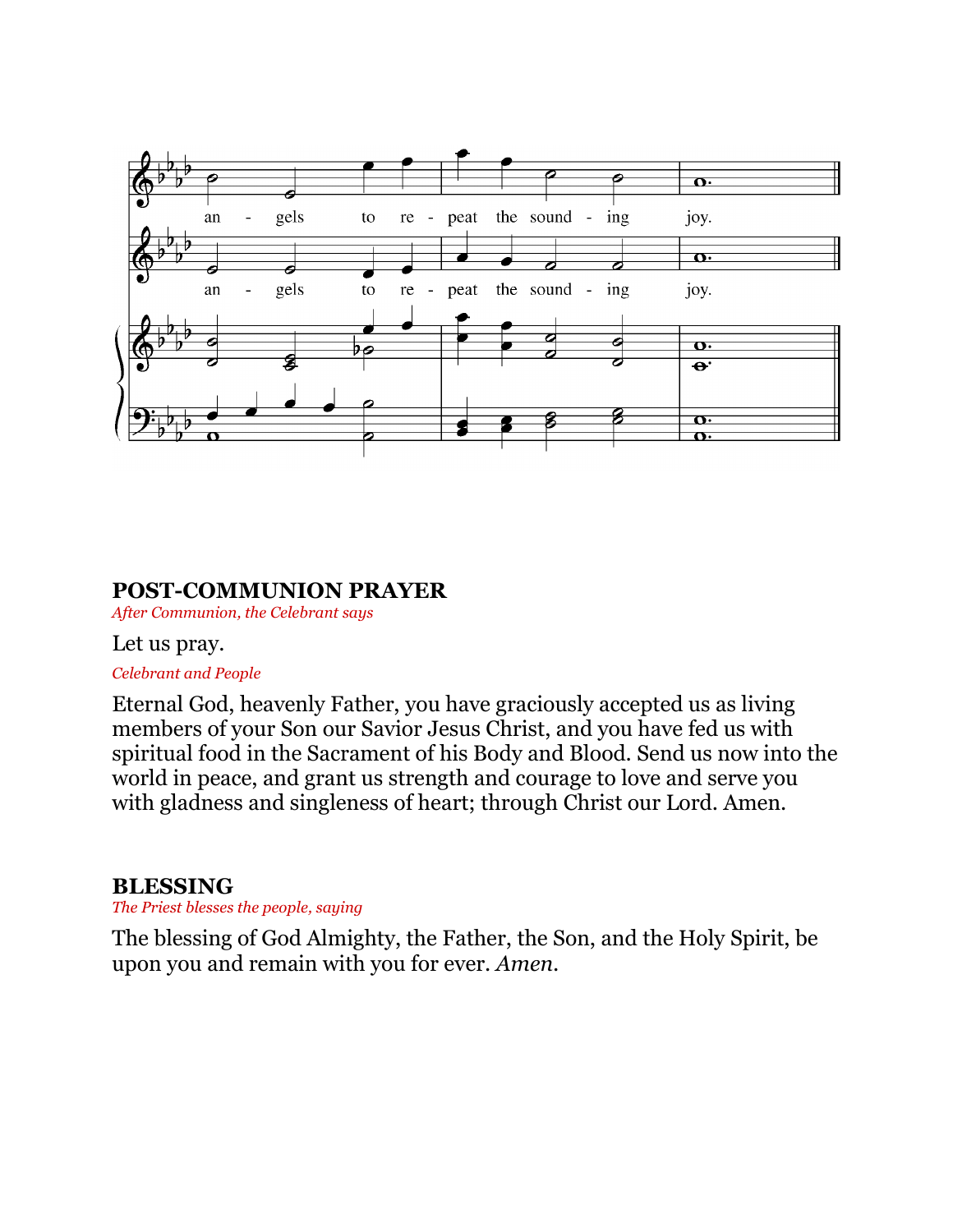an - gels to re - peat the sound - ing joy.

an - gels to re - peat the sound - ing joy.

## POST-COMMUNION PRAYER

*After Communion, the Celebrant says*

Let us pray.

*Celebrant and People*

Eternal God, heavenly Father, you have graciously accepted us as living members of your Son our Savior Jesus Christ, and you have fed us with spiritual food in the Sacrament of his Body and Blood. Send us now into the world in peace, and grant us strength and courage to love and serve you with gladness and singleness of heart; through Christ our Lord. Amen.

## BLESSING

*The Priest blesses the people, saying*

The blessing of God Almighty, the Father, the Son, and the Holy Spirit, be upon you and remain with you for ever. *Amen.*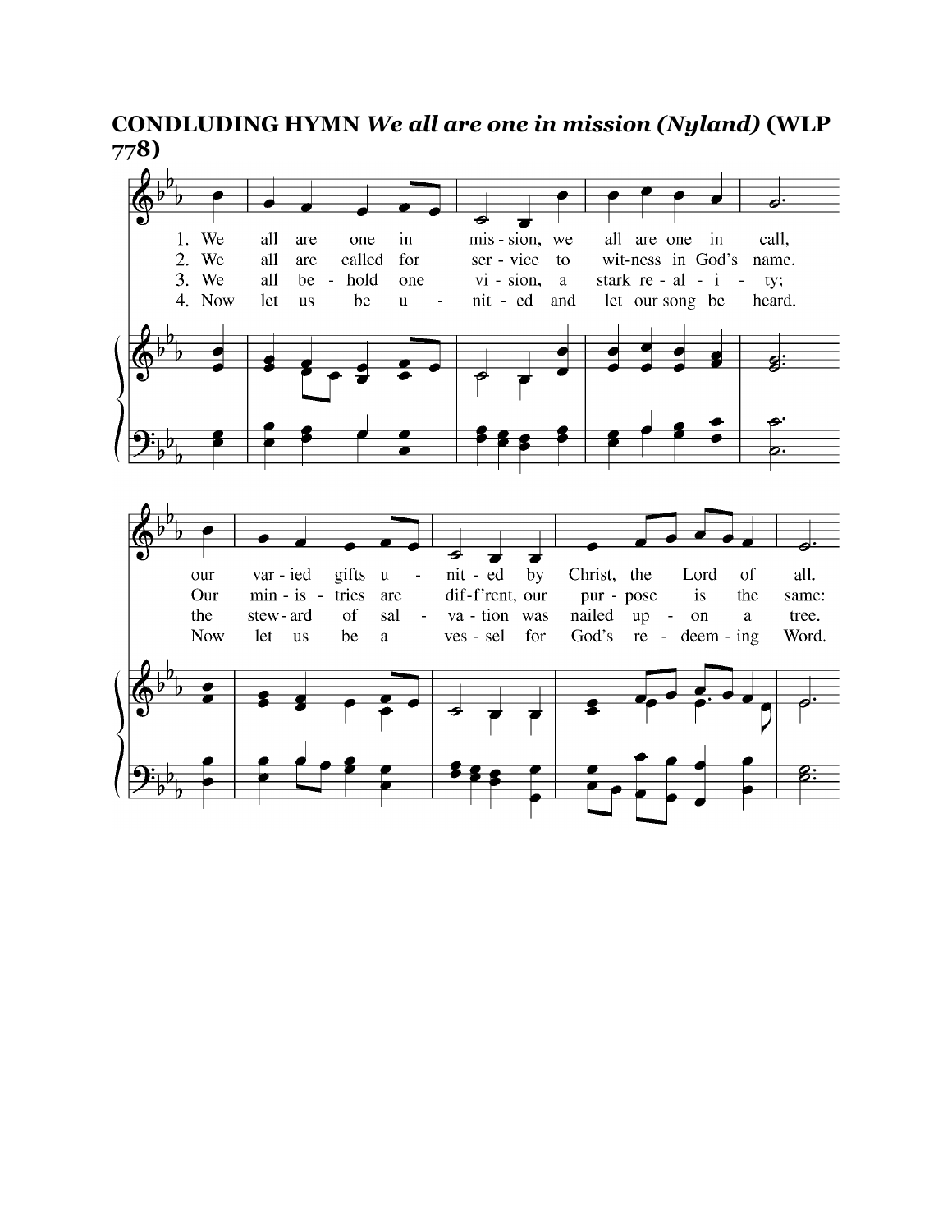**CONDLUDING HYMN *We all are one in mission (Nyland)* (WLP 778)**

1. We all are one in mis - sion, we all are one in call, our var - ied gifts u - nit - ed by Christ, the Lord of all.
2. We all are called for ser - vice to wit - ness in God's name. Our min - is - tries are dif - f'rent, our pur - pose is the same:
3. We all be - hold one vi - sion, a stark re - al - i - ty; the stew - ard of sal - va - tion was nailed up - on a tree.
4. Now let us be u - nit - ed and let our song be heard. Now let us be a ves - sel for God's re - deem - ing Word.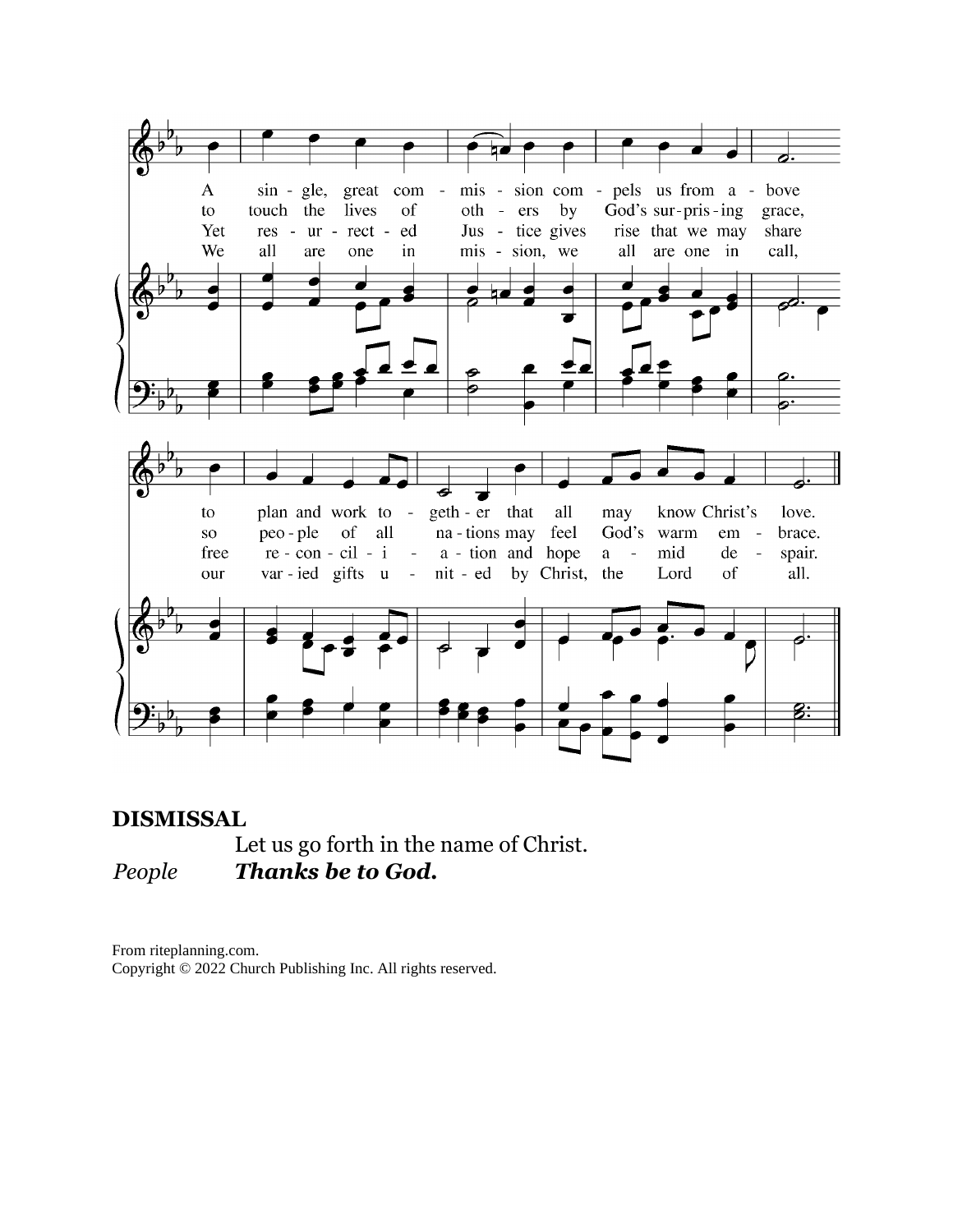A single, great commission compels us from above
to touch the lives of others by God's surprising grace,
so people of all nations may feel God's warm embrace.

Yet resurrected Justice gives rise that we may share
free reconciliation and hope amid despair.

We all are one in mission, we all are one in call,
our varied gifts united by Christ, the Lord of all.

to plan and work together that all may know Christ's love.

**DISMISSAL**

Let us go forth in the name of Christ.

*People* ***Thanks be to God.***

From riteplanning.com.
Copyright © 2022 Church Publishing Inc. All rights reserved.